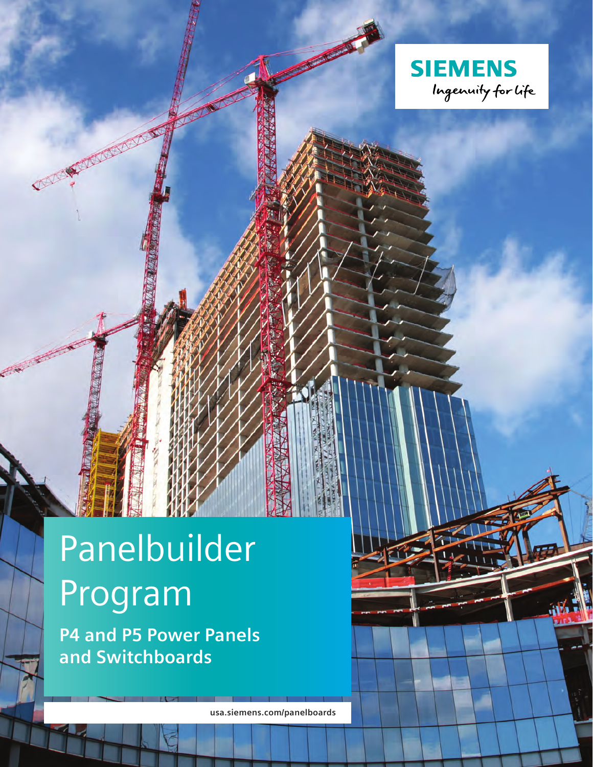SIEMENS
Ingenuity for life

# Panelbuilder Program

**P4 and P5 Power Panels and Switchboards**

usa.siemens.com/panelboards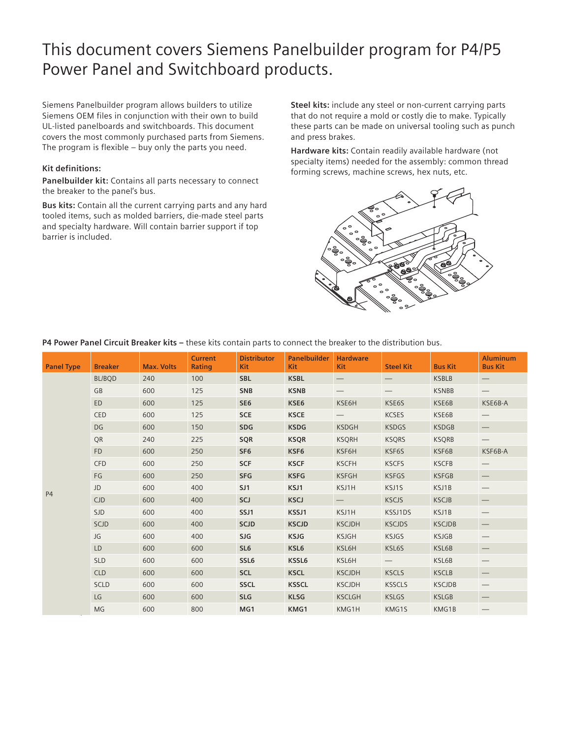# This document covers Siemens Panelbuilder program for P4/P5 Power Panel and Switchboard products.

Siemens Panelbuilder program allows builders to utilize Siemens OEM files in conjunction with their own to build UL-listed panelboards and switchboards. This document covers the most commonly purchased parts from Siemens. The program is flexible – buy only the parts you need.

**Kit definitions:**

**Panelbuilder kit:** Contains all parts necessary to connect the breaker to the panel's bus.

**Bus kits:** Contain all the current carrying parts and any hard tooled items, such as molded barriers, die-made steel parts and specialty hardware. Will contain barrier support if top barrier is included.

**Steel kits:** include any steel or non-current carrying parts that do not require a mold or costly die to make. Typically these parts can be made on universal tooling such as punch and press brakes.

**Hardware kits:** Contain readily available hardware (not specialty items) needed for the assembly: common thread forming screws, machine screws, hex nuts, etc.

**P4 Power Panel Circuit Breaker kits –** these kits contain parts to connect the breaker to the distribution bus.

| Panel Type | Breaker | Max. Volts | Current Rating | Distributor Kit | Panelbuilder Kit | Hardware Kit | Steel Kit | Bus Kit | Aluminum Bus Kit |
|---|---|---|---|---|---|---|---|---|---|
| P4 | BL/BQD | 240 | 100 | **SBL** | **KSBL** | — | — | KSBLB | — |
| | GB | 600 | 125 | **SNB** | **KSNB** | — | — | KSNBB | — |
| | ED | 600 | 125 | **SE6** | **KSE6** | KSE6H | KSE6S | KSE6B | KSE6B-A |
| | CED | 600 | 125 | **SCE** | **KSCE** | — | KCSES | KSE6B | — |
| | DG | 600 | 150 | **SDG** | **KSDG** | KSDGH | KSDGS | KSDGB | — |
| | QR | 240 | 225 | **SQR** | **KSQR** | KSQRH | KSQRS | KSQRB | — |
| | FD | 600 | 250 | **SF6** | **KSF6** | KSF6H | KSF6S | KSF6B | KSF6B-A |
| | CFD | 600 | 250 | **SCF** | **KSCF** | KSCFH | KSCFS | KSCFB | — |
| | FG | 600 | 250 | **SFG** | **KSFG** | KSFGH | KSFGS | KSFGB | — |
| | JD | 600 | 400 | **SJ1** | **KSJ1** | KSJ1H | KSJ1S | KSJ1B | — |
| | CJD | 600 | 400 | **SCJ** | **KSCJ** | — | KSCJS | KSCJB | — |
| | SJD | 600 | 400 | **SSJ1** | **KSSJ1** | KSJ1H | KSSJ1DS | KSJ1B | — |
| | SCJD | 600 | 400 | **SCJD** | **KSCJD** | KSCJDH | KSCJDS | KSCJDB | — |
| | JG | 600 | 400 | **SJG** | **KSJG** | KSJGH | KSJGS | KSJGB | — |
| | LD | 600 | 600 | **SL6** | **KSL6** | KSL6H | KSL6S | KSL6B | — |
| | SLD | 600 | 600 | **SSL6** | **KSSL6** | KSL6H | — | KSL6B | — |
| | CLD | 600 | 600 | **SCL** | **KSCL** | KSCJDH | KSCLS | KSCLB | — |
| | SCLD | 600 | 600 | **SSCL** | **KSSCL** | KSCJDH | KSSCLS | KSCJDB | — |
| | LG | 600 | 600 | **SLG** | **KLSG** | KSCLGH | KSLGS | KSLGB | — |
| | MG | 600 | 800 | **MG1** | **KMG1** | KMG1H | KMG1S | KMG1B | — |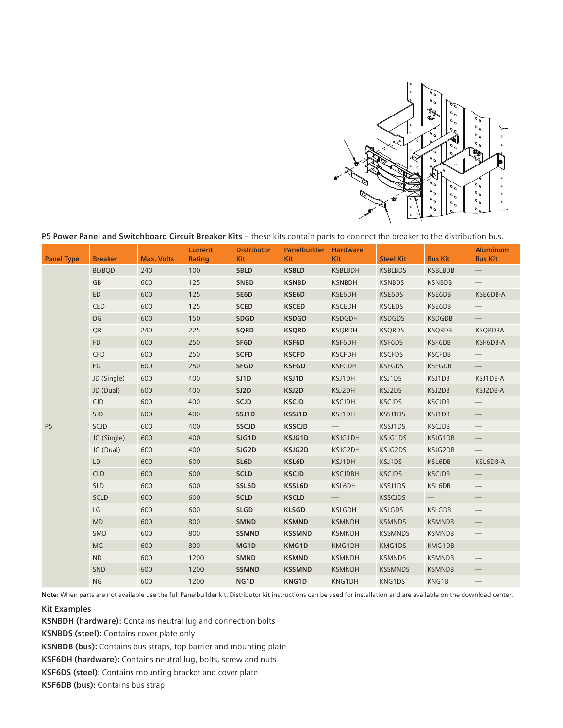**P5 Power Panel and Switchboard Circuit Breaker Kits** – these kits contain parts to connect the breaker to the distribution bus.

| Panel Type | Breaker | Max. Volts | Current Rating | Distributor Kit | Panelbuilder Kit | Hardware Kit | Steel Kit | Bus Kit | Aluminum Bus Kit |
|---|---|---|---|---|---|---|---|---|---|
| P5 | BL/BQD | 240 | 100 | **SBLD** | **KSBLD** | KSBLBDH | KSBLBDS | KSBLBDB | — |
| | GB | 600 | 125 | **SNBD** | **KSNBD** | KSNBDH | KSNBDS | KSNBDB | — |
| | ED | 600 | 125 | **SE6D** | **KSE6D** | KSE6DH | KSE6DS | KSE6DB | KSE6DB-A |
| | CED | 600 | 125 | **SCED** | **KSCED** | KSCEDH | KSCEDS | KSE6DB | — |
| | DG | 600 | 150 | **SDGD** | **KSDGD** | KSDGDH | KSDGDS | KSDGDB | — |
| | QR | 240 | 225 | **SQRD** | **KSQRD** | KSQRDH | KSQRDS | KSQRDB | KSQRDBA |
| | FD | 600 | 250 | **SF6D** | **KSF6D** | KSF6DH | KSF6DS | KSF6DB | KSF6DB-A |
| | CFD | 600 | 250 | **SCFD** | **KSCFD** | KSCFDH | KSCFDS | KSCFDB | — |
| | FG | 600 | 250 | **SFGD** | **KSFGD** | KSFGDH | KSFGDS | KSFGDB | — |
| | JD (Single) | 600 | 400 | **SJ1D** | **KSJ1D** | KSJ1DH | KSJ1DS | KSJ1DB | KSJ1DB-A |
| | JD (Dual) | 600 | 400 | **SJ2D** | **KSJ2D** | KSJ2DH | KSJ2DS | KSJ2DB | KSJ2DB-A |
| | CJD | 600 | 400 | **SCJD** | **KSCJD** | KSCJDH | KSCJDS | KSCJDB | — |
| | SJD | 600 | 400 | **SSJ1D** | **KSSJ1D** | KSJ1DH | KSSJ1DS | KSJ1DB | — |
| | SCJD | 600 | 400 | **SSCJD** | **KSSCJD** | — | KSSJ1DS | KSCJDB | — |
| | JG (Single) | 600 | 400 | **SJG1D** | **KSJG1D** | KSJG1DH | KSJG1DS | KSJG1DB | — |
| | JG (Dual) | 600 | 400 | **SJG2D** | **KSJG2D** | KSJG2DH | KSJG2DS | KSJG2DB | — |
| | LD | 600 | 600 | **SL6D** | **KSL6D** | KSJ1DH | KSJ1DS | KSL6DB | KSL6DB-A |
| | CLD | 600 | 600 | **SCLD** | **KSCJD** | KSCJDBH | KSCJDS | KSCJDB | — |
| | SLD | 600 | 600 | **SSL6D** | **KSSL6D** | KSL6DH | KSSJ1DS | KSL6DB | — |
| | SCLD | 600 | 600 | **SCLD** | **KSCLD** | — | KSSCJDS | — | — |
| | LG | 600 | 600 | **SLGD** | **KLSGD** | KSLGDH | KSLGDS | KSLGDB | — |
| | MD | 600 | 800 | **SMND** | **KSMND** | KSMNDH | KSMNDS | KSMNDB | — |
| | SMD | 600 | 800 | **SSMND** | **KSSMND** | KSMNDH | KSSMNDS | KSMNDB | — |
| | MG | 600 | 800 | **MG1D** | **KMG1D** | KMG1DH | KMG1DS | KMG1DB | — |
| | ND | 600 | 1200 | **SMND** | **KSMND** | KSMNDH | KSMNDS | KSMNDB | — |
| | SND | 600 | 1200 | **SSMND** | **KSSMND** | KSMNDH | KSSMNDS | KSMNDB | — |
| | NG | 600 | 1200 | **NG1D** | **KNG1D** | KNG1DH | KNG1DS | KNG1B | — |

**Note:** When parts are not available use the full Panelbuilder kit. Distributor kit instructions can be used for installation and are available on the download center.

**Kit Examples**

**KSNBDH (hardware):** Contains neutral lug and connection bolts

**KSNBDS (steel):** Contains cover plate only

**KSNBDB (bus):** Contains bus straps, top barrier and mounting plate

**KSF6DH (hardware):** Contains neutral lug, bolts, screw and nuts

**KSF6DS (steel):** Contains mounting bracket and cover plate

**KSF6DB (bus):** Contains bus strap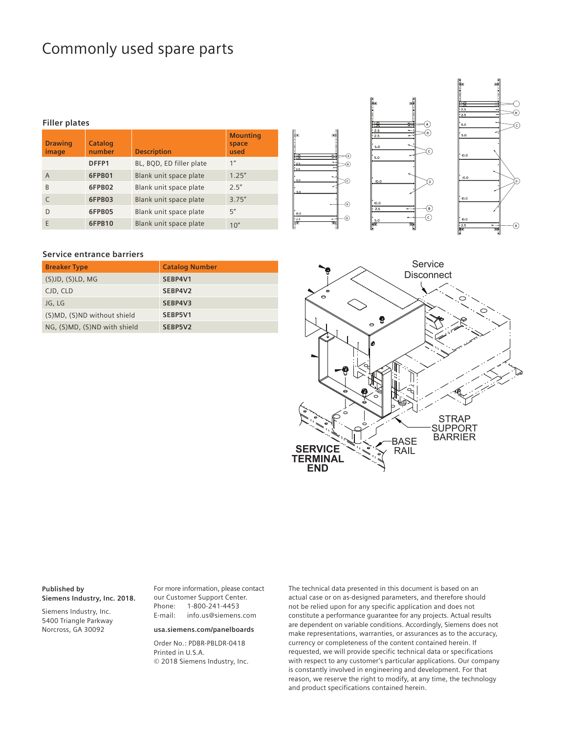# Commonly used spare parts

### Filler plates

| Drawing image | Catalog number | Description | Mounting space used |
|---|---|---|---|
| | **DFFP1** | BL, BQD, ED filler plate | 1″ |
| A | **6FPB01** | Blank unit space plate | 1.25″ |
| B | **6FPB02** | Blank unit space plate | 2.5″ |
| C | **6FPB03** | Blank unit space plate | 3.75″ |
| D | **6FPB05** | Blank unit space plate | 5″ |
| E | **6FPB10** | Blank unit space plate | 10″ |

### Service entrance barriers

| Breaker Type | Catalog Number |
|---|---|
| (S)JD, (S)LD, MG | **SEBP4V1** |
| CJD, CLD | **SEBP4V2** |
| JG, LG | **SEBP4V3** |
| (S)MD, (S)ND without shield | **SEBP5V1** |
| NG, (S)MD, (S)ND with shield | **SEBP5V2** |

Service Disconnect

STRAP SUPPORT BARRIER

BASE RAIL

SERVICE TERMINAL END

**Published by Siemens Industry, Inc. 2018.**

Siemens Industry, Inc.
5400 Triangle Parkway
Norcross, GA 30092

For more information, please contact our Customer Support Center.
Phone: 1-800-241-4453
E-mail: info.us@siemens.com

**usa.siemens.com/panelboards**

Order No.: PDBR-PBLDR-0418
Printed in U.S.A.
© 2018 Siemens Industry, Inc.

The technical data presented in this document is based on an actual case or on as-designed parameters, and therefore should not be relied upon for any specific application and does not constitute a performance guarantee for any projects. Actual results are dependent on variable conditions. Accordingly, Siemens does not make representations, warranties, or assurances as to the accuracy, currency or completeness of the content contained herein. If requested, we will provide specific technical data or specifications with respect to any customer's particular applications. Our company is constantly involved in engineering and development. For that reason, we reserve the right to modify, at any time, the technology and product specifications contained herein.